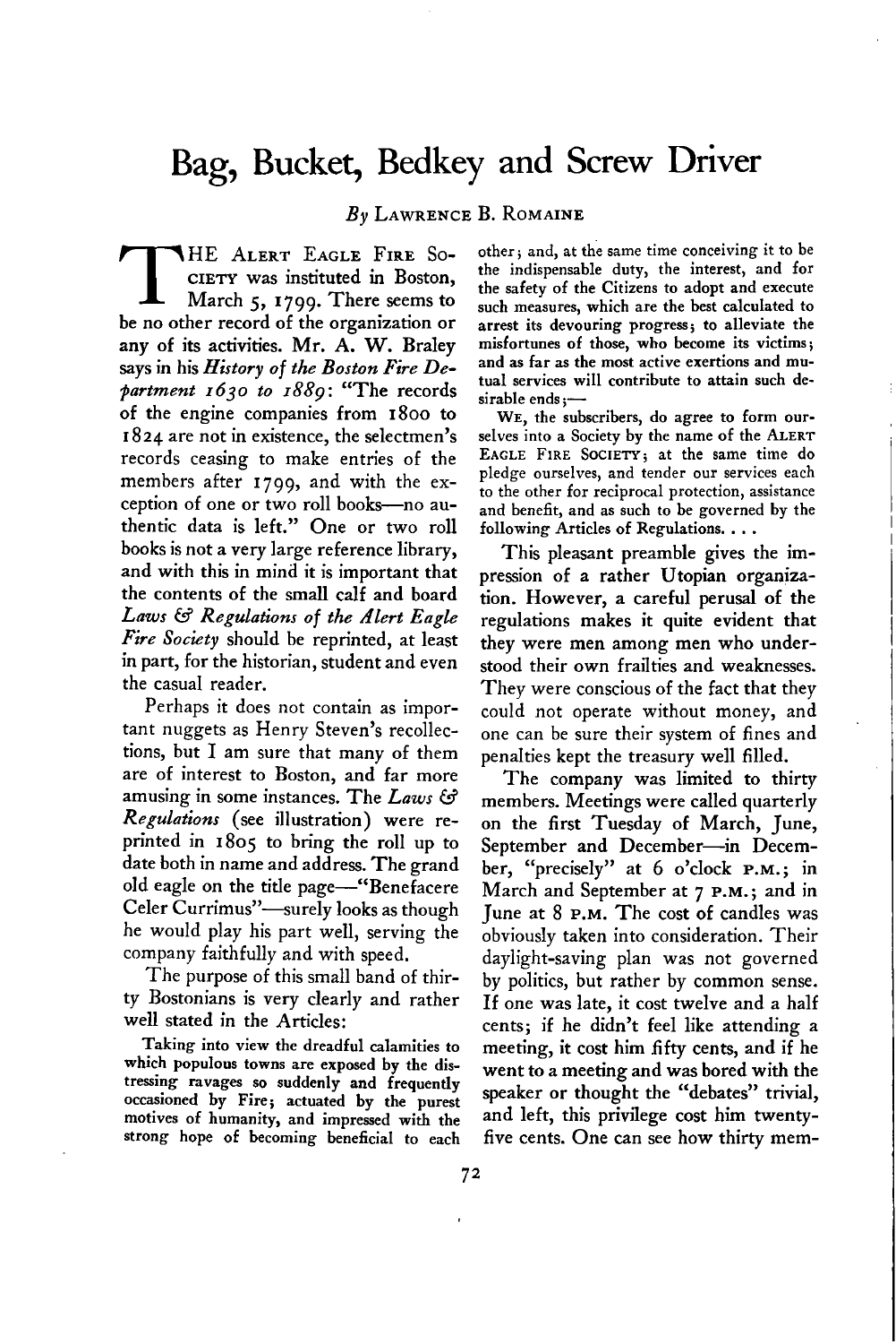# Bag, Bucket, Bedkey and Screw Driver

*By* Lawrence B. Romaine

The Alert Eagle Fire Society was instituted in Boston, March 5, 1799. There seems to be no other record of the organization or any of its activities. Mr. A. W. Braley says in his *History of the Boston Fire Department 1630 to 1889*: "The records of the engine companies from 1800 to 1824 are not in existence, the selectmen's records ceasing to make entries of the members after 1799, and with the exception of one or two roll books—no authentic data is left." One or two roll books is not a very large reference library, and with this in mind it is important that the contents of the small calf and board *Laws & Regulations of the Alert Eagle Fire Society* should be reprinted, at least in part, for the historian, student and even the casual reader.

Perhaps it does not contain as important nuggets as Henry Steven's recollections, but I am sure that many of them are of interest to Boston, and far more amusing in some instances. The *Laws & Regulations* (see illustration) were reprinted in 1805 to bring the roll up to date both in name and address. The grand old eagle on the title page—"Benefacere Celer Currimus"—surely looks as though he would play his part well, serving the company faithfully and with speed.

The purpose of this small band of thirty Bostonians is very clearly and rather well stated in the Articles:

> Taking into view the dreadful calamities to which populous towns are exposed by the distressing ravages so suddenly and frequently occasioned by Fire; actuated by the purest motives of humanity, and impressed with the strong hope of becoming beneficial to each other; and, at the same time conceiving it to be the indispensable duty, the interest, and for the safety of the Citizens to adopt and execute such measures, which are the best calculated to arrest its devouring progress; to alleviate the misfortunes of those, who become its victims; and as far as the most active exertions and mutual services will contribute to attain such desirable ends;—
>
> We, the subscribers, do agree to form ourselves into a Society by the name of the Alert Eagle Fire Society; at the same time do pledge ourselves, and tender our services each to the other for reciprocal protection, assistance and benefit, and as such to be governed by the following Articles of Regulations. . . .

This pleasant preamble gives the impression of a rather Utopian organization. However, a careful perusal of the regulations makes it quite evident that they were men among men who understood their own frailties and weaknesses. They were conscious of the fact that they could not operate without money, and one can be sure their system of fines and penalties kept the treasury well filled.

The company was limited to thirty members. Meetings were called quarterly on the first Tuesday of March, June, September and December—in December, "precisely" at 6 o'clock P.M.; in March and September at 7 P.M.; and in June at 8 P.M. The cost of candles was obviously taken into consideration. Their daylight-saving plan was not governed by politics, but rather by common sense. If one was late, it cost twelve and a half cents; if he didn't feel like attending a meeting, it cost him fifty cents, and if he went to a meeting and was bored with the speaker or thought the "debates" trivial, and left, this privilege cost him twenty-five cents. One can see how thirty mem-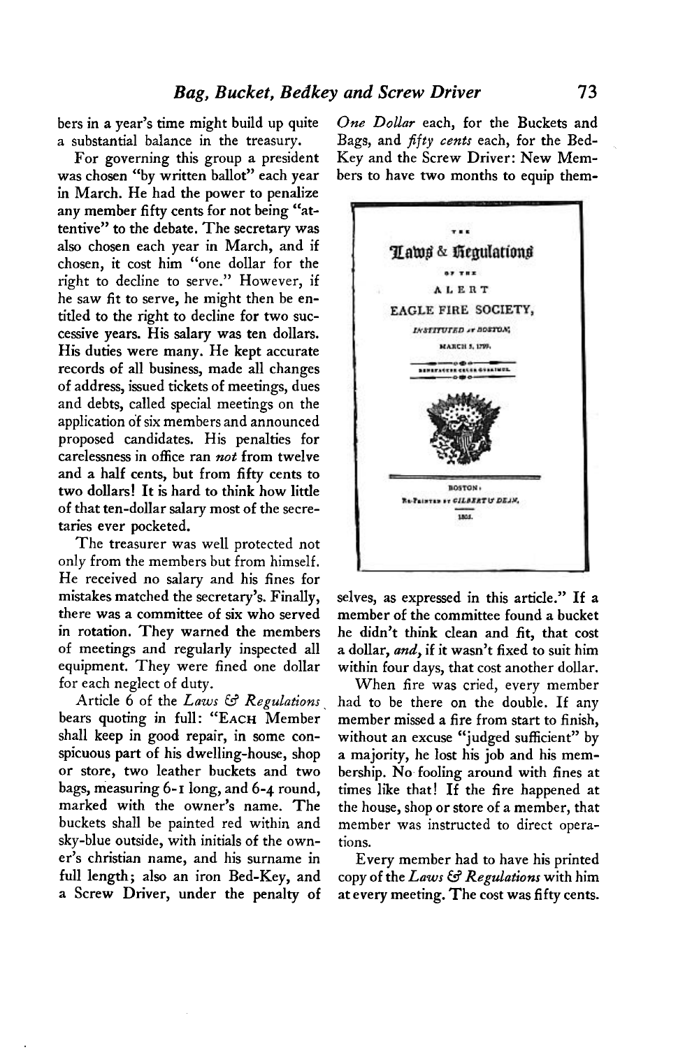bers in a year's time might build up quite a substantial balance in the treasury.

For governing this group a president was chosen "by written ballot" each year in March. He had the power to penalize any member fifty cents for not being "attentive" to the debate. The secretary was also chosen each year in March, and if chosen, it cost him "one dollar for the right to decline to serve." However, if he saw fit to serve, he might then be entitled to the right to decline for two successive years. His salary was ten dollars. His duties were many. He kept accurate records of all business, made all changes of address, issued tickets of meetings, dues and debts, called special meetings on the application of six members and announced proposed candidates. His penalties for carelessness in office ran *not* from twelve and a half cents, but from fifty cents to two dollars! It is hard to think how little of that ten-dollar salary most of the secretaries ever pocketed.

The treasurer was well protected not only from the members but from himself. He received no salary and his fines for mistakes matched the secretary's. Finally, there was a committee of six who served in rotation. They warned the members of meetings and regularly inspected all equipment. They were fined one dollar for each neglect of duty.

Article 6 of the *Laws & Regulations* bears quoting in full: "EACH Member shall keep in good repair, in some conspicuous part of his dwelling-house, shop or store, two leather buckets and two bags, measuring 6-1 long, and 6-4 round, marked with the owner's name. The buckets shall be painted red within and sky-blue outside, with initials of the owner's christian name, and his surname in full length; also an iron Bed-Key, and a Screw Driver, under the penalty of *One Dollar* each, for the Buckets and Bags, and *fifty cents* each, for the Bed-Key and the Screw Driver: New Members to have two months to equip them-

THE
**Laws & Regulations**
OF THE
ALERT
EAGLE FIRE SOCIETY,
*INSTITUTED AT BOSTON,*
MARCH 5, 1799.

BOSTON:
RE-PRINTED BY *GILBERT & DEAN,*
1802.

selves, as expressed in this article." If a member of the committee found a bucket he didn't think clean and fit, that cost a dollar, *and*, if it wasn't fixed to suit him within four days, that cost another dollar.

When fire was cried, every member had to be there on the double. If any member missed a fire from start to finish, without an excuse "judged sufficient" by a majority, he lost his job and his membership. No fooling around with fines at times like that! If the fire happened at the house, shop or store of a member, that member was instructed to direct operations.

Every member had to have his printed copy of the *Laws & Regulations* with him at every meeting. The cost was fifty cents.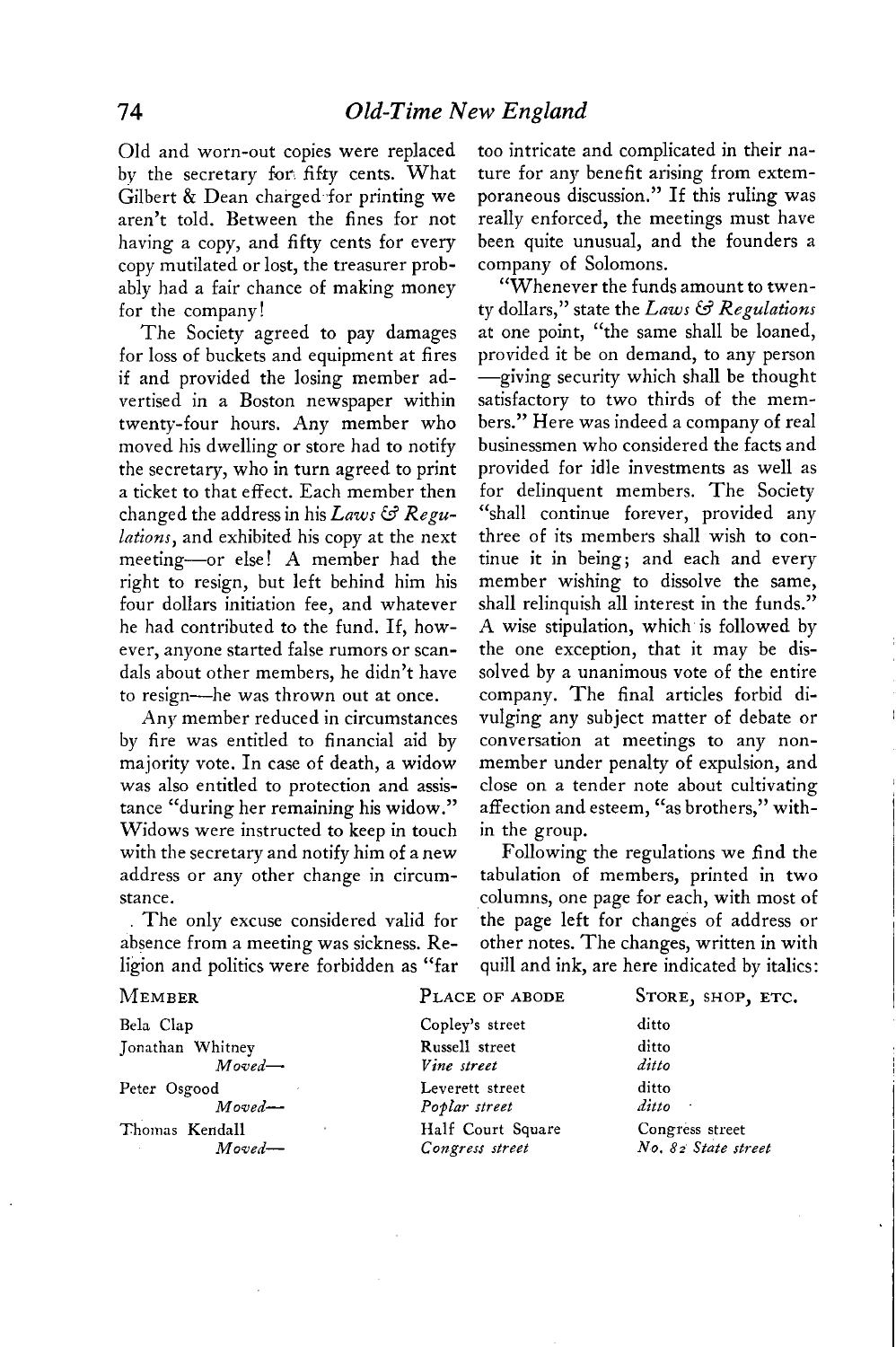Old and worn-out copies were replaced by the secretary for fifty cents. What Gilbert & Dean charged for printing we aren't told. Between the fines for not having a copy, and fifty cents for every copy mutilated or lost, the treasurer probably had a fair chance of making money for the company!

The Society agreed to pay damages for loss of buckets and equipment at fires if and provided the losing member advertised in a Boston newspaper within twenty-four hours. Any member who moved his dwelling or store had to notify the secretary, who in turn agreed to print a ticket to that effect. Each member then changed the address in his *Laws & Regulations*, and exhibited his copy at the next meeting—or else! A member had the right to resign, but left behind him his four dollars initiation fee, and whatever he had contributed to the fund. If, however, anyone started false rumors or scandals about other members, he didn't have to resign—he was thrown out at once.

Any member reduced in circumstances by fire was entitled to financial aid by majority vote. In case of death, a widow was also entitled to protection and assistance "during her remaining his widow." Widows were instructed to keep in touch with the secretary and notify him of a new address or any other change in circumstance.

The only excuse considered valid for absence from a meeting was sickness. Religion and politics were forbidden as "far too intricate and complicated in their nature for any benefit arising from extemporaneous discussion." If this ruling was really enforced, the meetings must have been quite unusual, and the founders a company of Solomons.

"Whenever the funds amount to twenty dollars," state the *Laws & Regulations* at one point, "the same shall be loaned, provided it be on demand, to any person—giving security which shall be thought satisfactory to two thirds of the members." Here was indeed a company of real businessmen who considered the facts and provided for idle investments as well as for delinquent members. The Society "shall continue forever, provided any three of its members shall wish to continue it in being; and each and every member wishing to dissolve the same, shall relinquish all interest in the funds." A wise stipulation, which is followed by the one exception, that it may be dissolved by a unanimous vote of the entire company. The final articles forbid divulging any subject matter of debate or conversation at meetings to any nonmember under penalty of expulsion, and close on a tender note about cultivating affection and esteem, "as brothers," within the group.

Following the regulations we find the tabulation of members, printed in two columns, one page for each, with most of the page left for changes of address or other notes. The changes, written in with quill and ink, are here indicated by italics:

| MEMBER | PLACE OF ABODE | STORE, SHOP, ETC. |
|---|---|---|
| Bela Clap | Copley's street | ditto |
| Jonathan Whitney | Russell street | ditto |
| *Moved—* | *Vine street* | *ditto* |
| Peter Osgood | Leverett street | ditto |
| *Moved—* | *Poplar street* | *ditto* |
| Thomas Kendall | Half Court Square | Congress street |
| *Moved—* | *Congress street* | *No. 82 State street* |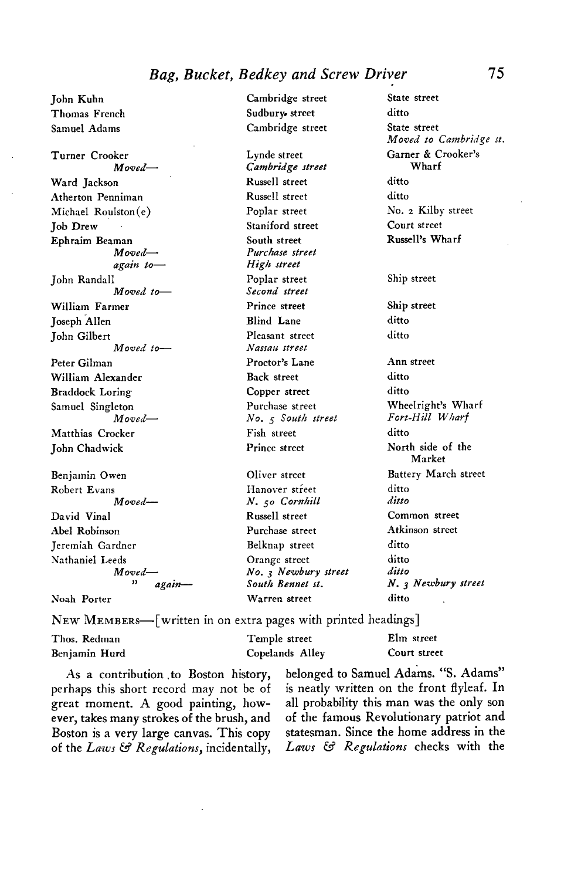| | | |
|---|---|---|
| John Kuhn | Cambridge street | State street |
| Thomas French | Sudbury street | ditto |
| Samuel Adams | Cambridge street | State street *Moved to Cambridge st.* |
| Turner Crooker *Moved—* | Lynde street *Cambridge street* | Garner & Crooker's Wharf |
| Ward Jackson | Russell street | ditto |
| Atherton Penniman | Russell street | ditto |
| Michael Roulston(e) | Poplar street | No. 2 Kilby street |
| Job Drew | Staniford street | Court street |
| Ephraim Beaman *Moved— again to—* | South street *Purchase street* *High street* | Russell's Wharf |
| John Randall *Moved to—* | Poplar street *Second street* | Ship street |
| William Farmer | Prince street | Ship street |
| Joseph Allen | Blind Lane | ditto |
| John Gilbert *Moved to—* | Pleasant street *Nassau street* | ditto |
| Peter Gilman | Proctor's Lane | Ann street |
| William Alexander | Back street | ditto |
| Braddock Loring | Copper street | ditto |
| Samuel Singleton *Moved—* | Purchase street *No. 5 South street* | Wheelright's Wharf *Fort-Hill Wharf* |
| Matthias Crocker | Fish street | ditto |
| John Chadwick | Prince street | North side of the Market |
| Benjamin Owen | Oliver street | Battery March street |
| Robert Evans *Moved—* | Hanover street *N. 50 Cornhill* | ditto *ditto* |
| David Vinal | Russell street | Common street |
| Abel Robinson | Purchase street | Atkinson street |
| Jeremiah Gardner | Belknap street | ditto |
| Nathaniel Leeds *Moved—* *" again—* | Orange street *No. 3 Newbury street* *South Bennet st.* | ditto *ditto* *N. 3 Newbury street* |
| Noah Porter | Warren street | ditto |

NEW MEMBERS—[written in on extra pages with printed headings]

| | | |
|---|---|---|
| Thos. Redman | Temple street | Elm street |
| Benjamin Hurd | Copelands Alley | Court street |

As a contribution to Boston history, perhaps this short record may not be of great moment. A good painting, however, takes many strokes of the brush, and Boston is a very large canvas. This copy of the *Laws & Regulations*, incidentally, belonged to Samuel Adams. "S. Adams" is neatly written on the front flyleaf. In all probability this man was the only son of the famous Revolutionary patriot and statesman. Since the home address in the *Laws & Regulations* checks with the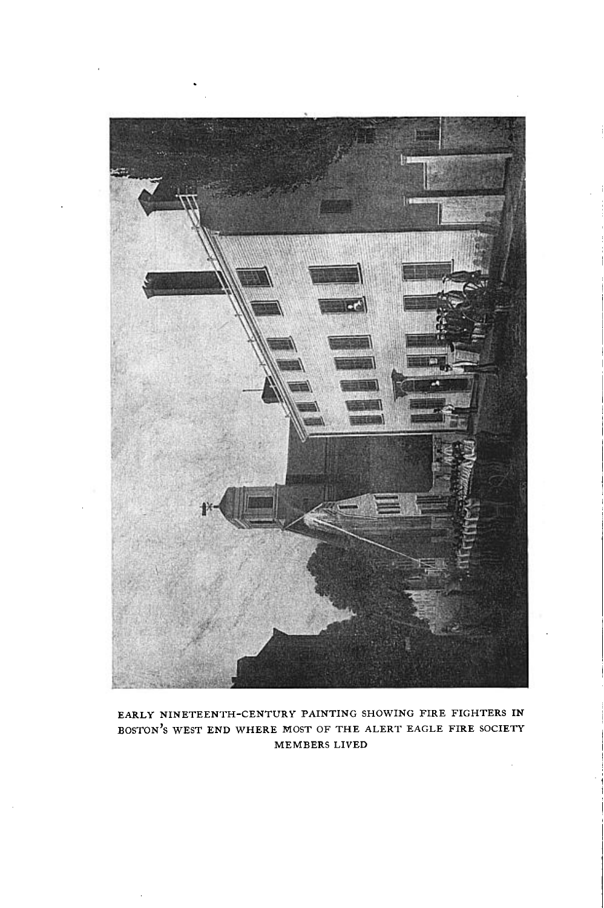EARLY NINETEENTH-CENTURY PAINTING SHOWING FIRE FIGHTERS IN BOSTON'S WEST END WHERE MOST OF THE ALERT EAGLE FIRE SOCIETY MEMBERS LIVED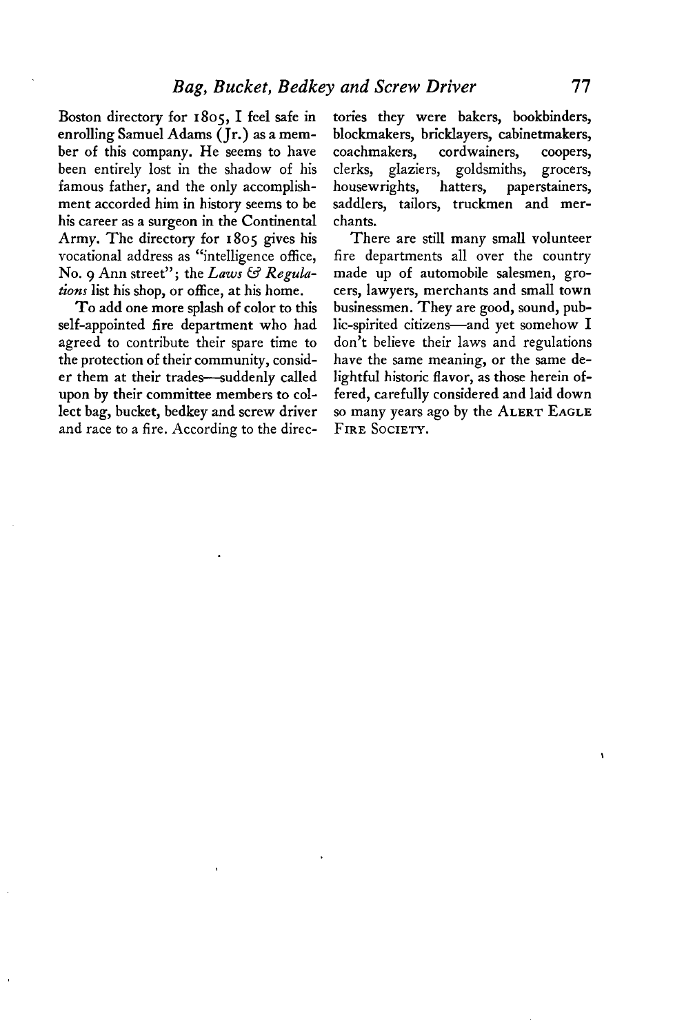Boston directory for 1805, I feel safe in enrolling Samuel Adams (Jr.) as a member of this company. He seems to have been entirely lost in the shadow of his famous father, and the only accomplishment accorded him in history seems to be his career as a surgeon in the Continental Army. The directory for 1805 gives his vocational address as "intelligence office, No. 9 Ann street"; the *Laws & Regulations* list his shop, or office, at his home.

To add one more splash of color to this self-appointed fire department who had agreed to contribute their spare time to the protection of their community, consider them at their trades—suddenly called upon by their committee members to collect bag, bucket, bedkey and screw driver and race to a fire. According to the directories they were bakers, bookbinders, blockmakers, bricklayers, cabinetmakers, coachmakers, cordwainers, coopers, clerks, glaziers, goldsmiths, grocers, housewrights, hatters, paperstainers, saddlers, tailors, truckmen and merchants.

There are still many small volunteer fire departments all over the country made up of automobile salesmen, grocers, lawyers, merchants and small town businessmen. They are good, sound, public-spirited citizens—and yet somehow I don't believe their laws and regulations have the same meaning, or the same delightful historic flavor, as those herein offered, carefully considered and laid down so many years ago by the ALERT EAGLE FIRE SOCIETY.